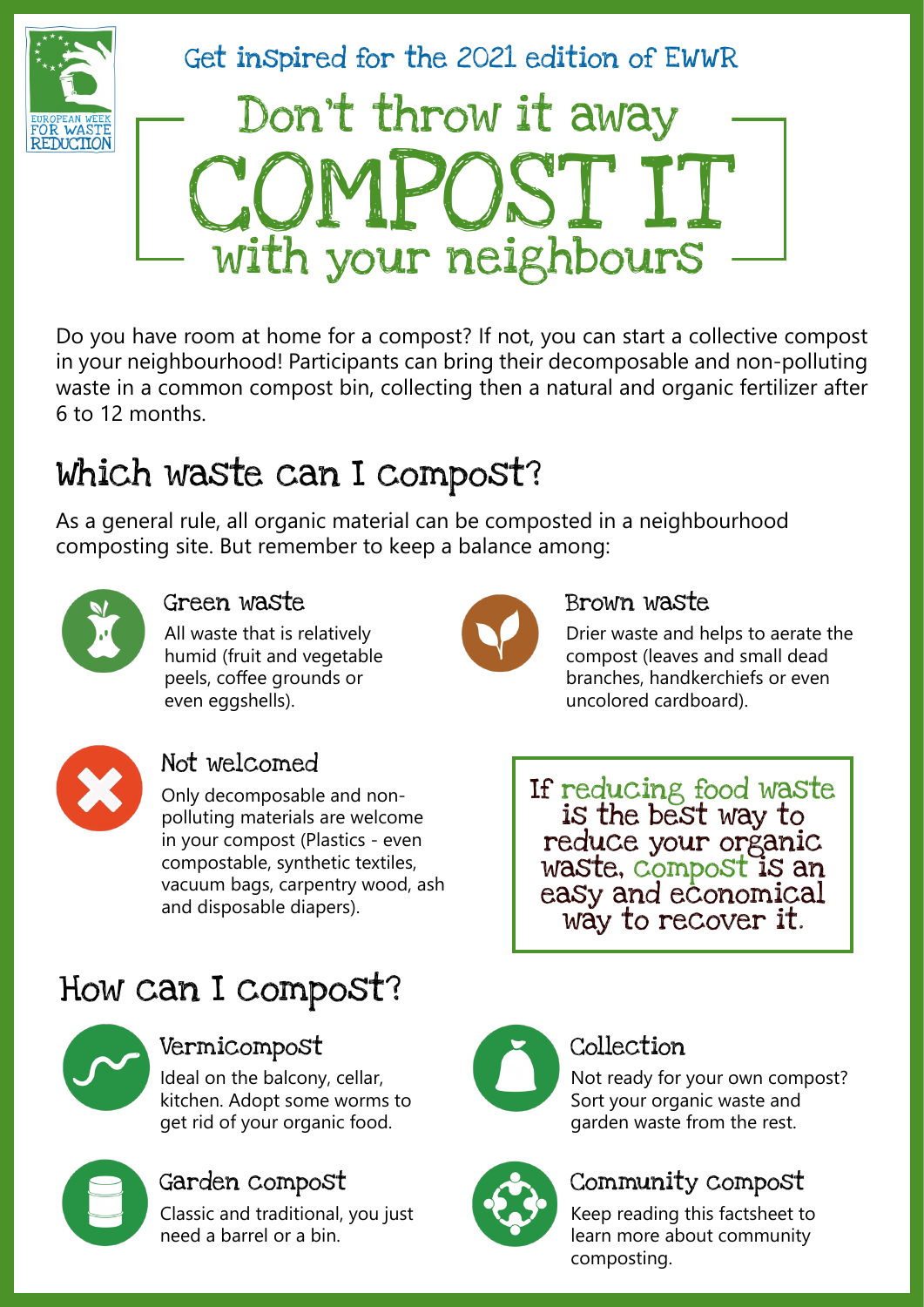Get inspired for the 2021 edition of EWWR

# Don't throw it away COMPOST IT with your neighbours

Do you have room at home for a compost? If not, you can start a collective compost in your neighbourhood! Participants can bring their decomposable and non-polluting waste in a common compost bin, collecting then a natural and organic fertilizer after 6 to 12 months.

## Which waste can I compost?

As a general rule, all organic material can be composted in a neighbourhood composting site. But remember to keep a balance among:

### Green waste

All waste that is relatively humid (fruit and vegetable peels, coffee grounds or even eggshells).

### Brown waste

Drier waste and helps to aerate the compost (leaves and small dead branches, handkerchiefs or even uncolored cardboard).

### Not welcomed

Only decomposable and non-polluting materials are welcome in your compost (Plastics - even compostable, synthetic textiles, vacuum bags, carpentry wood, ash and disposable diapers).

If reducing food waste is the best way to reduce your organic waste, compost is an easy and economical way to recover it.

## How can I compost?

### Vermicompost

Ideal on the balcony, cellar, kitchen. Adopt some worms to get rid of your organic food.

### Collection

Not ready for your own compost? Sort your organic waste and garden waste from the rest.

### Garden compost

Classic and traditional, you just need a barrel or a bin.

### Community compost

Keep reading this factsheet to learn more about community composting.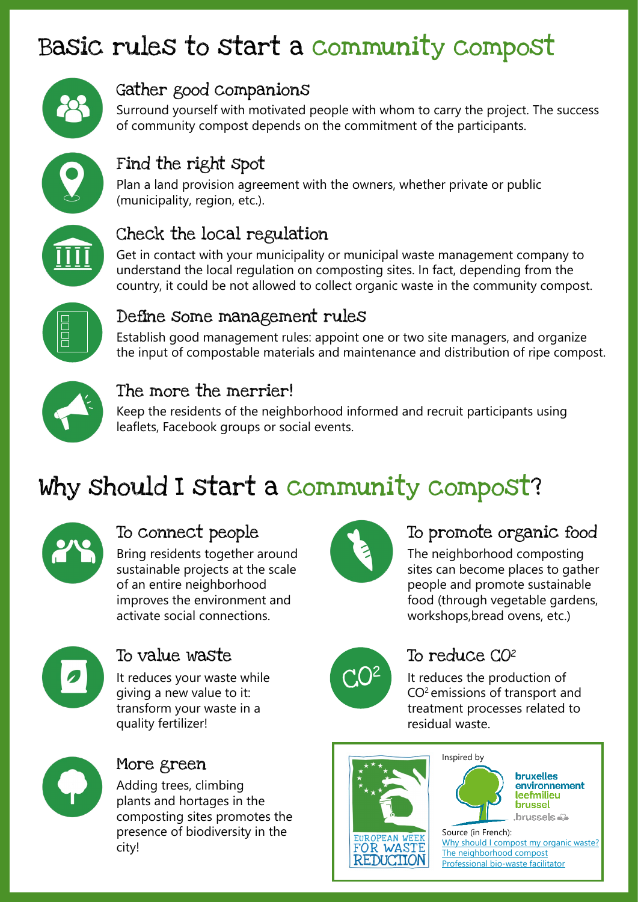# Basic rules to start a community compost

## Gather good companions

Surround yourself with motivated people with whom to carry the project. The success of community compost depends on the commitment of the participants.

## Find the right spot

Plan a land provision agreement with the owners, whether private or public (municipality, region, etc.).

## Check the local regulation

Get in contact with your municipality or municipal waste management company to understand the local regulation on composting sites. In fact, depending from the country, it could be not allowed to collect organic waste in the community compost.

## Define some management rules

Establish good management rules: appoint one or two site managers, and organize the input of compostable materials and maintenance and distribution of ripe compost.

## The more the merrier!

Keep the residents of the neighborhood informed and recruit participants using leaflets, Facebook groups or social events.

# Why should I start a community compost?

## To connect people

Bring residents together around sustainable projects at the scale of an entire neighborhood improves the environment and activate social connections.

## To promote organic food

The neighborhood composting sites can become places to gather people and promote sustainable food (through vegetable gardens, workshops,bread ovens, etc.)

## To value waste

It reduces your waste while giving a new value to it: transform your waste in a quality fertilizer!

## To reduce $CO^2$

It reduces the production of $CO^2$ emissions of transport and treatment processes related to residual waste.

## More green

Adding trees, climbing plants and hortages in the composting sites promotes the presence of biodiversity in the city!

EUROPEAN WEEK FOR WASTE REDUCTION

Inspired by

bruxelles environnement
leefmilieu brussel
.brussels

Source (in French):
Why should I compost my organic waste?
The neighborhood compost
Professional bio-waste facilitator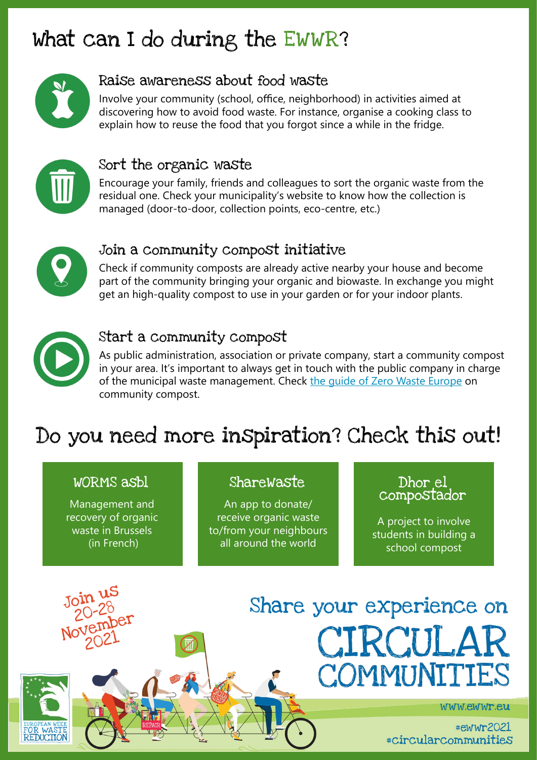# What can I do during the EWWR?

## Raise awareness about food waste

Involve your community (school, office, neighborhood) in activities aimed at discovering how to avoid food waste. For instance, organise a cooking class to explain how to reuse the food that you forgot since a while in the fridge.

## Sort the organic waste

Encourage your family, friends and colleagues to sort the organic waste from the residual one. Check your municipality's website to know how the collection is managed (door-to-door, collection points, eco-centre, etc.)

## Join a community compost initiative

Check if community composts are already active nearby your house and become part of the community bringing your organic and biowaste. In exchange you might get an high-quality compost to use in your garden or for your indoor plants.

## Start a community compost

As public administration, association or private company, start a community compost in your area. It's important to always get in touch with the public company in charge of the municipal waste management. Check the guide of Zero Waste Europe on community compost.

# Do you need more inspiration? Check this out!

### WORMS asbl

Management and recovery of organic waste in Brussels (in French)

### ShareWaste

An app to donate/ receive organic waste to/from your neighbours all around the world

### Dhor el compostador

A project to involve students in building a school compost

Join us 20-28 November 2021

Share your experience on

CIRCULAR COMMUNITIES

www.ewwr.eu

#ewwr2021
#circularcommunities

EUROPEAN WEEK FOR WASTE REDUCTION